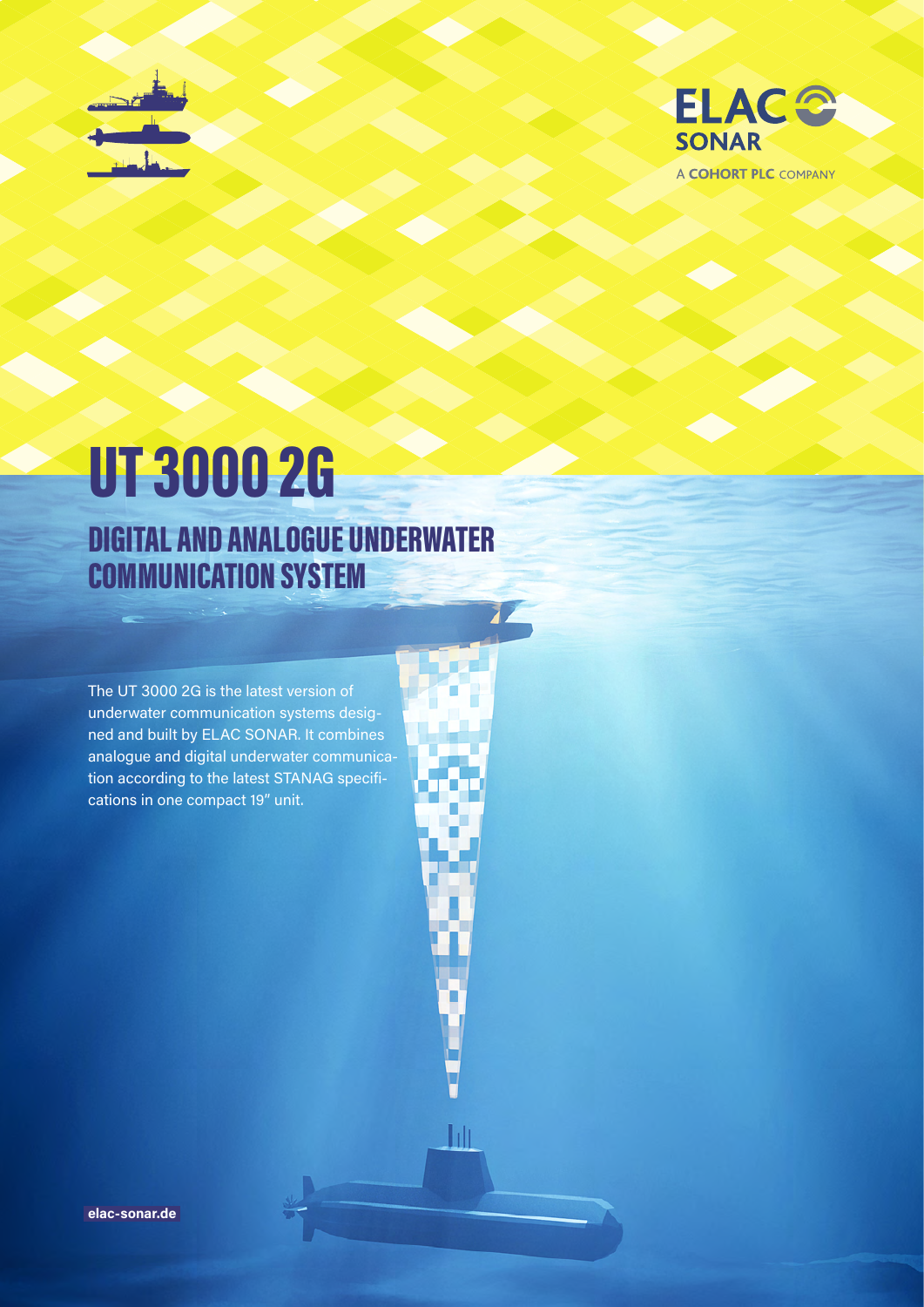ELAC SONAR

A COHORT PLC COMPANY

# UT 3000 2G

## DIGITAL AND ANALOGUE UNDERWATER COMMUNICATION SYSTEM

The UT 3000 2G is the latest version of underwater communication systems designed and built by ELAC SONAR. It combines analogue and digital underwater communication according to the latest STANAG specifications in one compact 19" unit.

elac-sonar.de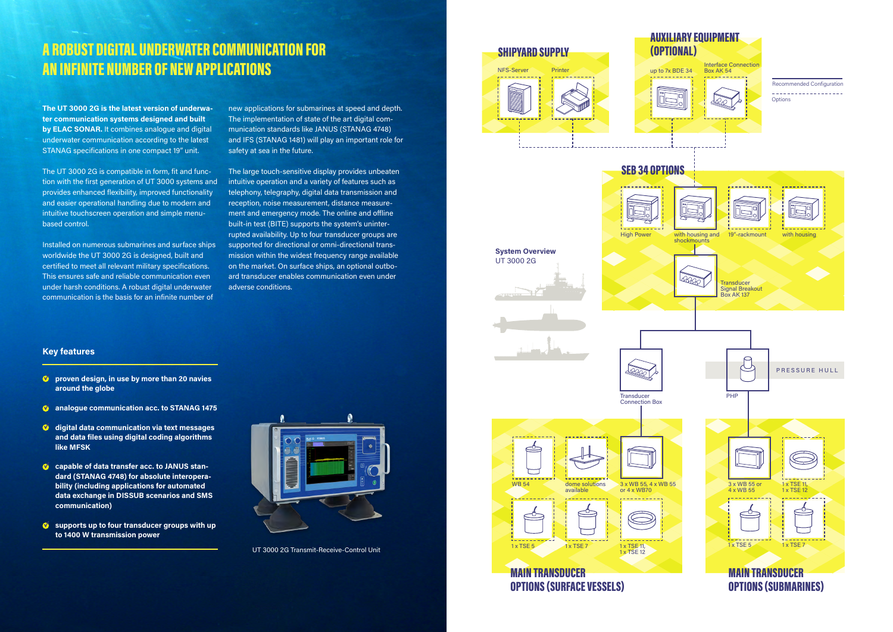# A ROBUST DIGITAL UNDERWATER COMMUNICATION FOR AN INFINITE NUMBER OF NEW APPLICATIONS

**The UT 3000 2G is the latest version of underwater communication systems designed and built by ELAC SONAR.** It combines analogue and digital underwater communication according to the latest STANAG specifications in one compact 19" unit.

The UT 3000 2G is compatible in form, fit and function with the first generation of UT 3000 systems and provides enhanced flexibility, improved functionality and easier operational handling due to modern and intuitive touchscreen operation and simple menu-based control.

Installed on numerous submarines and surface ships worldwide the UT 3000 2G is designed, built and certified to meet all relevant military specifications. This ensures safe and reliable communication even under harsh conditions. A robust digital underwater communication is the basis for an infinite number of new applications for submarines at speed and depth. The implementation of state of the art digital communication standards like JANUS (STANAG 4748) and IFS (STANAG 1481) will play an important role for safety at sea in the future.

The large touch-sensitive display provides unbeaten intuitive operation and a variety of features such as telephony, telegraphy, digital data transmission and reception, noise measurement, distance measurement and emergency mode. The online and offline built-in test (BITE) supports the system's uninterrupted availability. Up to four transducer groups are supported for directional or omni-directional transmission within the widest frequency range available on the market. On surface ships, an optional outboard transducer enables communication even under adverse conditions.

## Key features

- **proven design, in use by more than 20 navies around the globe**
- **analogue communication acc. to STANAG 1475**
- **digital data communication via text messages and data files using digital coding algorithms like MFSK**
- **capable of data transfer acc. to JANUS standard (STANAG 4748) for absolute interoperability (including applications for automated data exchange in DISSUB scenarios and SMS communication)**
- **supports up to four transducer groups with up to 1400 W transmission power**

UT 3000 2G Transmit-Receive-Control Unit

**System Overview**
UT 3000 2G

## SHIPYARD SUPPLY

NFS-Server
Printer

## AUXILIARY EQUIPMENT (OPTIONAL)

up to 7x BDE 34
Interface Connection Box AK 54

Recommended Configuration
Options

## SEB 34 OPTIONS

High Power
with housing and shockmounts
19"-rackmount
with housing

Transducer Signal Breakout Box AK 137

Transducer Connection Box
PHP
PRESSURE HULL

## MAIN TRANSDUCER OPTIONS (SURFACE VESSELS)

WB 54
dome solutions available
3 x WB 55, 4 x WB 55 or 4 x WB70
1 x TSE 5
1 x TSE 7
1 x TSE 11, 1 x TSE 12

## MAIN TRANSDUCER OPTIONS (SUBMARINES)

3 x WB 55 or 4 x WB 55
1 x TSE 11, 1 x TSE 12
1 x TSE 5
1 x TSE 7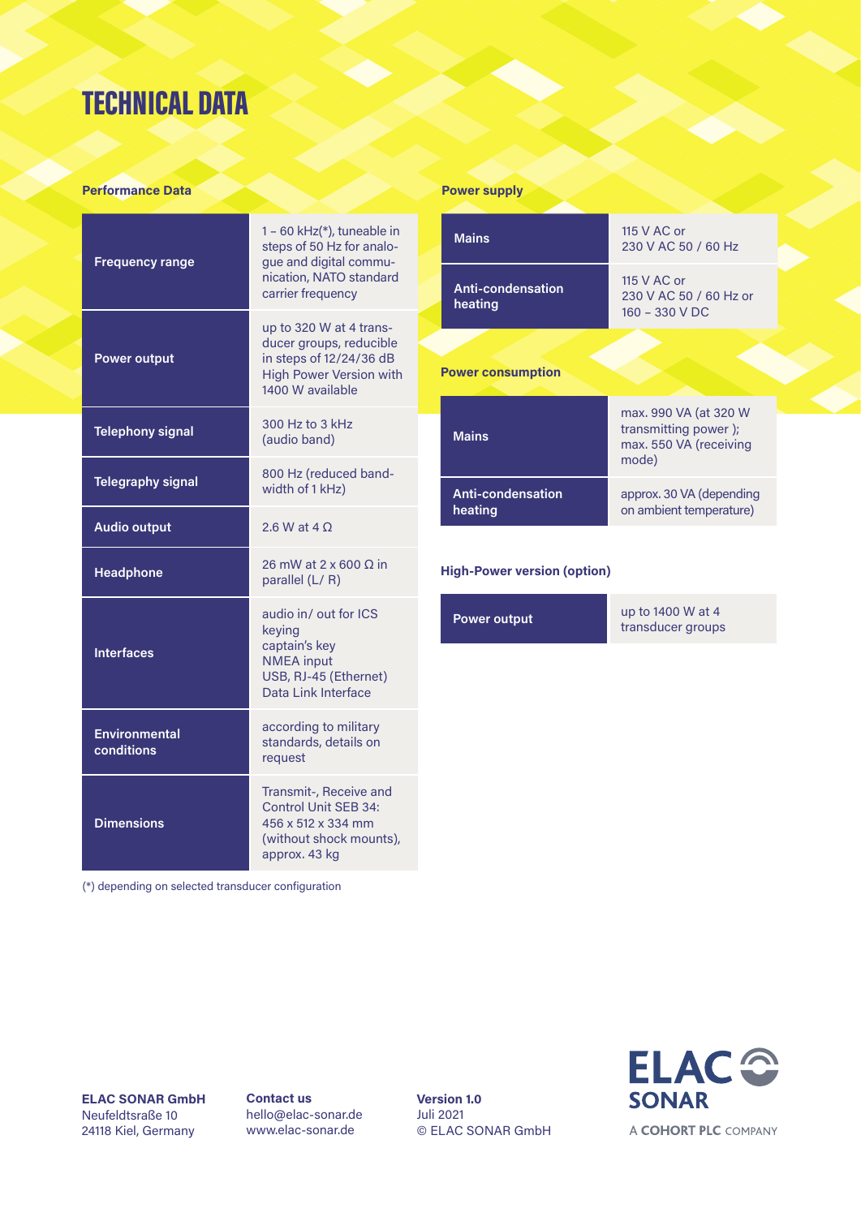# TECHNICAL DATA

### Performance Data

| | |
|---|---|
| **Frequency range** | 1 – 60 kHz(*), tuneable in steps of 50 Hz for analogue and digital communication, NATO standard carrier frequency |
| **Power output** | up to 320 W at 4 transducer groups, reducible in steps of 12/24/36 dB High Power Version with 1400 W available |
| **Telephony signal** | 300 Hz to 3 kHz (audio band) |
| **Telegraphy signal** | 800 Hz (reduced bandwidth of 1 kHz) |
| **Audio output** | 2.6 W at 4 Ω |
| **Headphone** | 26 mW at 2 x 600 Ω in parallel (L/ R) |
| **Interfaces** | audio in/ out for ICS<br>keying<br>captain's key<br>NMEA input<br>USB, RJ-45 (Ethernet)<br>Data Link Interface |
| **Environmental conditions** | according to military standards, details on request |
| **Dimensions** | Transmit-, Receive and Control Unit SEB 34: 456 x 512 x 334 mm (without shock mounts), approx. 43 kg |

(*) depending on selected transducer configuration

### Power supply

| | |
|---|---|
| **Mains** | 115 V AC or 230 V AC 50 / 60 Hz |
| **Anti-condensation heating** | 115 V AC or 230 V AC 50 / 60 Hz or 160 – 330 V DC |

### Power consumption

| | |
|---|---|
| **Mains** | max. 990 VA (at 320 W transmitting power ); max. 550 VA (receiving mode) |
| **Anti-condensation heating** | approx. 30 VA (depending on ambient temperature) |

### High-Power version (option)

| | |
|---|---|
| **Power output** | up to 1400 W at 4 transducer groups |

**ELAC SONAR GmbH**
Neufeldtsraße 10
24118 Kiel, Germany

**Contact us**
hello@elac-sonar.de
www.elac-sonar.de

**Version 1.0**
Juli 2021
© ELAC SONAR GmbH

ELAC SONAR
A COHORT PLC COMPANY